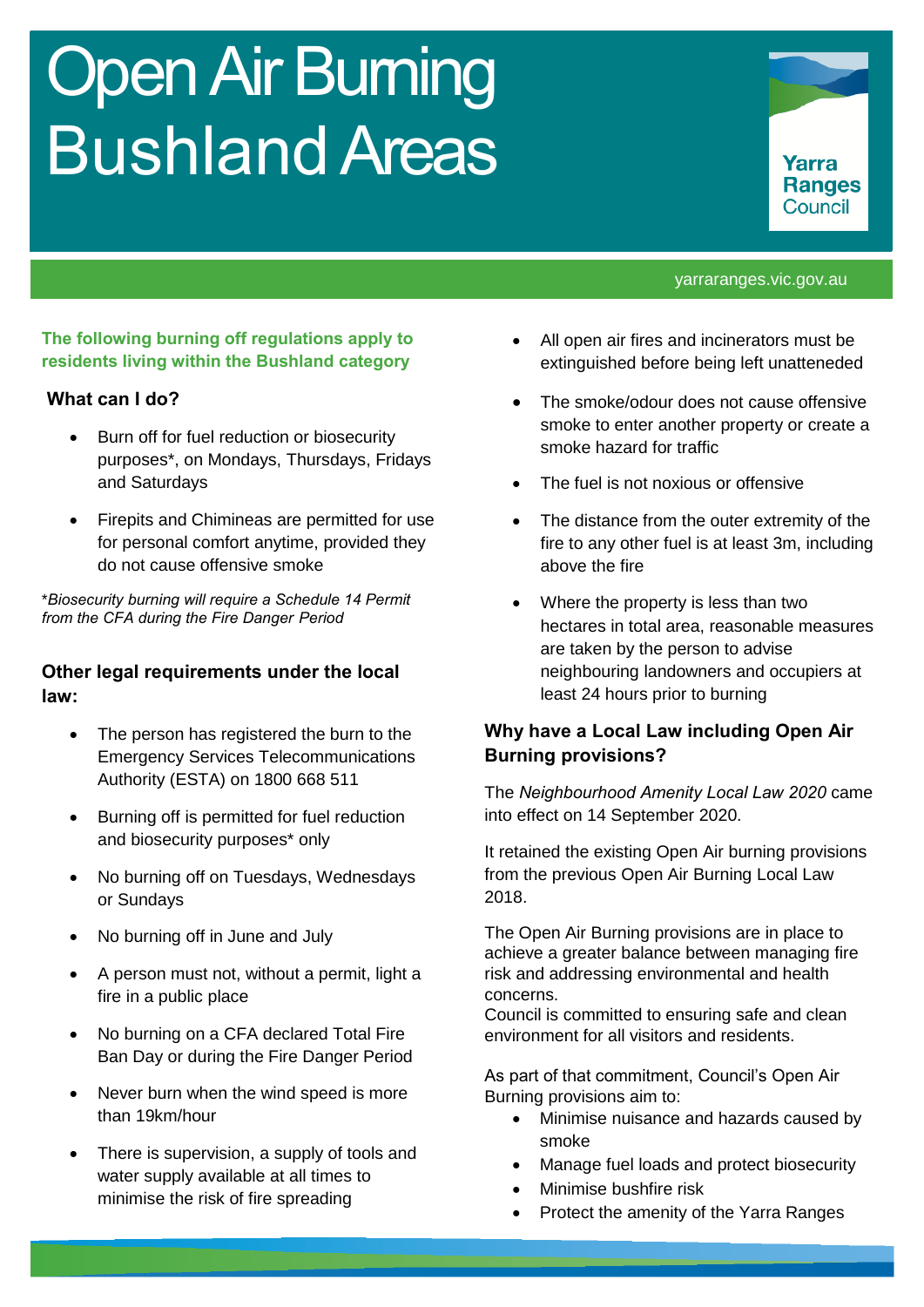# Open Air Burning Bushland Areas

Yarra Ranges Council

yarraranges.vic.gov.au

**The following burning off regulations apply to residents living within the Bushland category**

### What can I do?

- Burn off for fuel reduction or biosecurity purposes*, on Mondays, Thursdays, Fridays and Saturdays
- Firepits and Chimineas are permitted for use for personal comfort anytime, provided they do not cause offensive smoke

*\*Biosecurity burning will require a Schedule 14 Permit from the CFA during the Fire Danger Period*

### Other legal requirements under the local law:

- The person has registered the burn to the Emergency Services Telecommunications Authority (ESTA) on 1800 668 511
- Burning off is permitted for fuel reduction and biosecurity purposes* only
- No burning off on Tuesdays, Wednesdays or Sundays
- No burning off in June and July
- A person must not, without a permit, light a fire in a public place
- No burning on a CFA declared Total Fire Ban Day or during the Fire Danger Period
- Never burn when the wind speed is more than 19km/hour
- There is supervision, a supply of tools and water supply available at all times to minimise the risk of fire spreading
- All open air fires and incinerators must be extinguished before being left unatteneded
- The smoke/odour does not cause offensive smoke to enter another property or create a smoke hazard for traffic
- The fuel is not noxious or offensive
- The distance from the outer extremity of the fire to any other fuel is at least 3m, including above the fire
- Where the property is less than two hectares in total area, reasonable measures are taken by the person to advise neighbouring landowners and occupiers at least 24 hours prior to burning

### Why have a Local Law including Open Air Burning provisions?

The *Neighbourhood Amenity Local Law 2020* came into effect on 14 September 2020.

It retained the existing Open Air burning provisions from the previous Open Air Burning Local Law 2018.

The Open Air Burning provisions are in place to achieve a greater balance between managing fire risk and addressing environmental and health concerns.
Council is committed to ensuring safe and clean environment for all visitors and residents.

As part of that commitment, Council's Open Air Burning provisions aim to:

- Minimise nuisance and hazards caused by smoke
- Manage fuel loads and protect biosecurity
- Minimise bushfire risk
- Protect the amenity of the Yarra Ranges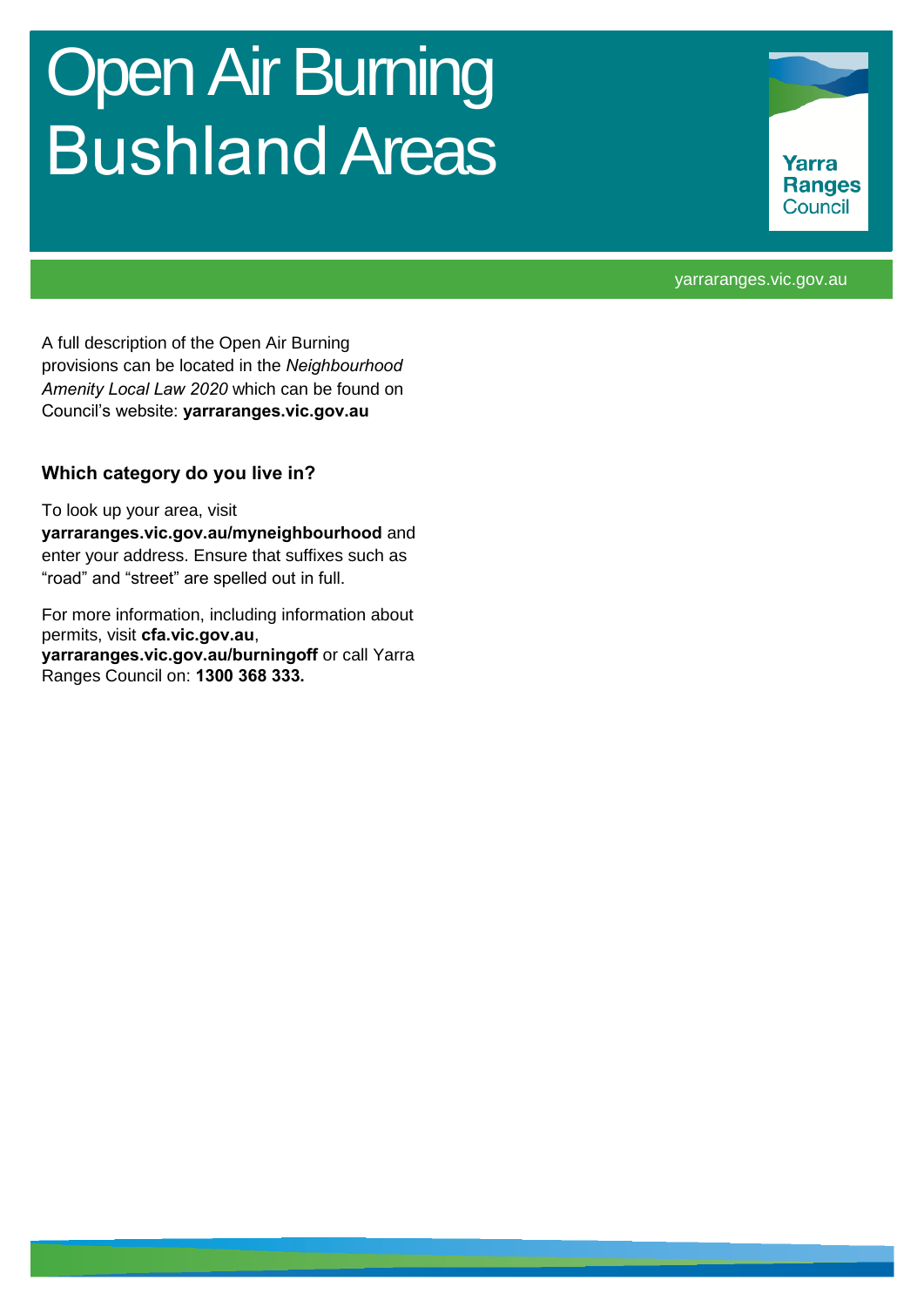# Open Air Burning Bushland Areas

Yarra Ranges Council

yarraranges.vic.gov.au

A full description of the Open Air Burning provisions can be located in the *Neighbourhood Amenity Local Law 2020* which can be found on Council's website: **yarraranges.vic.gov.au**

### Which category do you live in?

To look up your area, visit **yarraranges.vic.gov.au/myneighbourhood** and enter your address. Ensure that suffixes such as "road" and "street" are spelled out in full.

For more information, including information about permits, visit **cfa.vic.gov.au**, **yarraranges.vic.gov.au/burningoff** or call Yarra Ranges Council on: **1300 368 333.**